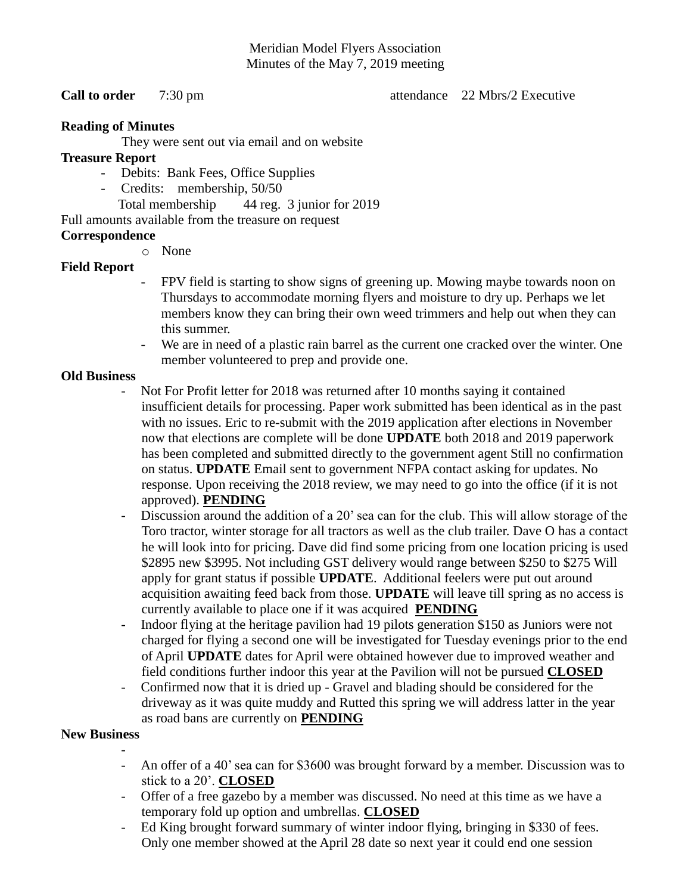Meridian Model Flyers Association
Minutes of the May 7, 2019 meeting

**Call to order** 7:30 pm attendance 22 Mbrs/2 Executive

**Reading of Minutes**

They were sent out via email and on website

**Treasure Report**

- Debits: Bank Fees, Office Supplies
- Credits: membership, 50/50

Total membership 44 reg. 3 junior for 2019

Full amounts available from the treasure on request

**Correspondence**

- None

**Field Report**

- FPV field is starting to show signs of greening up. Mowing maybe towards noon on Thursdays to accommodate morning flyers and moisture to dry up. Perhaps we let members know they can bring their own weed trimmers and help out when they can this summer.
- We are in need of a plastic rain barrel as the current one cracked over the winter. One member volunteered to prep and provide one.

**Old Business**

- Not For Profit letter for 2018 was returned after 10 months saying it contained insufficient details for processing. Paper work submitted has been identical as in the past with no issues. Eric to re-submit with the 2019 application after elections in November now that elections are complete will be done **UPDATE** both 2018 and 2019 paperwork has been completed and submitted directly to the government agent Still no confirmation on status. **UPDATE** Email sent to government NFPA contact asking for updates. No response. Upon receiving the 2018 review, we may need to go into the office (if it is not approved). **PENDING**
- Discussion around the addition of a 20' sea can for the club. This will allow storage of the Toro tractor, winter storage for all tractors as well as the club trailer. Dave O has a contact he will look into for pricing. Dave did find some pricing from one location pricing is used $2895 new $3995. Not including GST delivery would range between $250 to $275 Will apply for grant status if possible **UPDATE**. Additional feelers were put out around acquisition awaiting feed back from those. **UPDATE** will leave till spring as no access is currently available to place one if it was acquired **PENDING**
- Indoor flying at the heritage pavilion had 19 pilots generation $150 as Juniors were not charged for flying a second one will be investigated for Tuesday evenings prior to the end of April **UPDATE** dates for April were obtained however due to improved weather and field conditions further indoor this year at the Pavilion will not be pursued **CLOSED**
- Confirmed now that it is dried up - Gravel and blading should be considered for the driveway as it was quite muddy and Rutted this spring we will address latter in the year as road bans are currently on **PENDING**

**New Business**

-
- An offer of a 40' sea can for $3600 was brought forward by a member. Discussion was to stick to a 20'. **CLOSED**
- Offer of a free gazebo by a member was discussed. No need at this time as we have a temporary fold up option and umbrellas. **CLOSED**
- Ed King brought forward summary of winter indoor flying, bringing in $330 of fees. Only one member showed at the April 28 date so next year it could end one session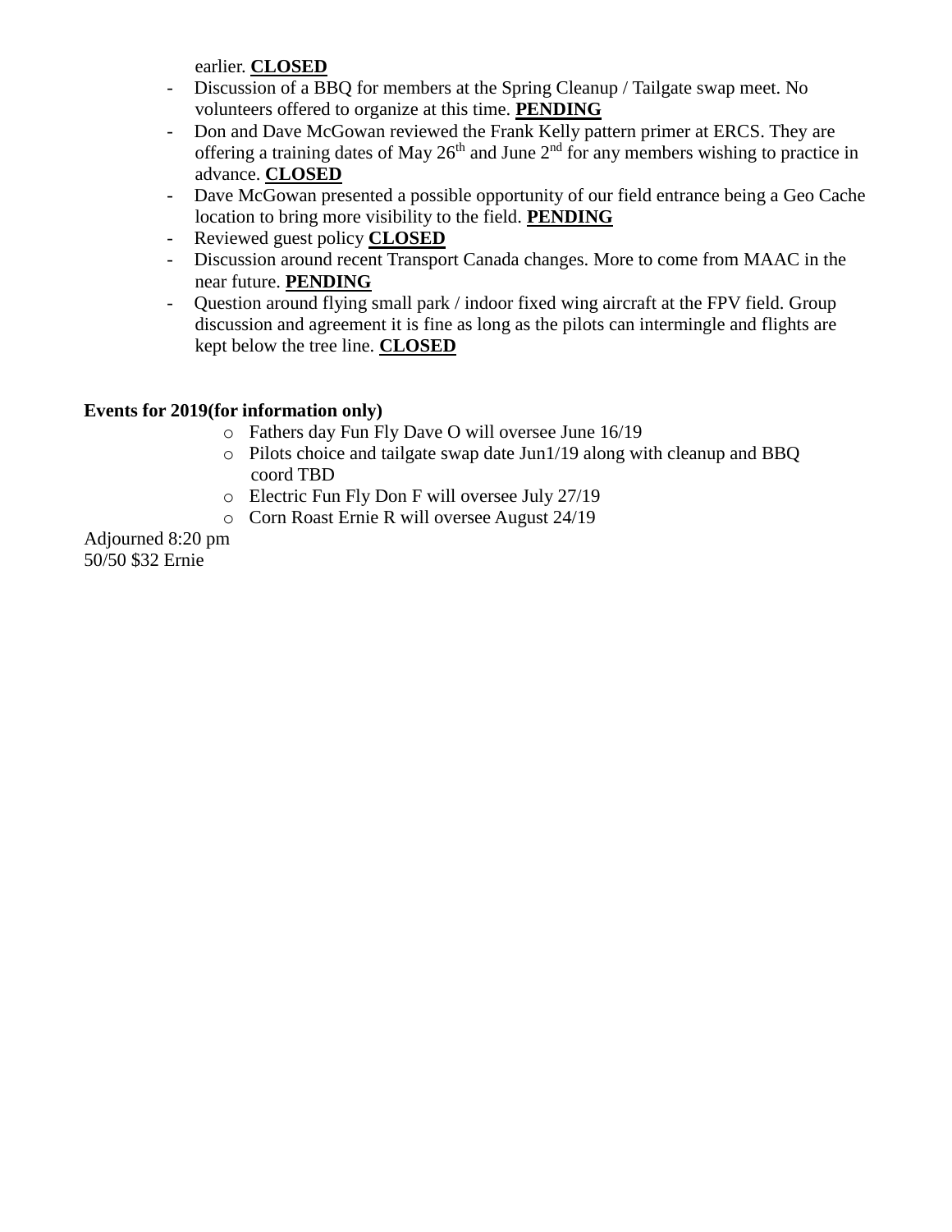earlier. **CLOSED**

- Discussion of a BBQ for members at the Spring Cleanup / Tailgate swap meet. No volunteers offered to organize at this time. **PENDING**
- Don and Dave McGowan reviewed the Frank Kelly pattern primer at ERCS. They are offering a training dates of May 26th and June 2nd for any members wishing to practice in advance. **CLOSED**
- Dave McGowan presented a possible opportunity of our field entrance being a Geo Cache location to bring more visibility to the field. **PENDING**
- Reviewed guest policy **CLOSED**
- Discussion around recent Transport Canada changes. More to come from MAAC in the near future. **PENDING**
- Question around flying small park / indoor fixed wing aircraft at the FPV field. Group discussion and agreement it is fine as long as the pilots can intermingle and flights are kept below the tree line. **CLOSED**

**Events for 2019(for information only)**

- Fathers day Fun Fly Dave O will oversee June 16/19
- Pilots choice and tailgate swap date Jun1/19 along with cleanup and BBQ coord TBD
- Electric Fun Fly Don F will oversee July 27/19
- Corn Roast Ernie R will oversee August 24/19

Adjourned 8:20 pm
50/50 $32 Ernie